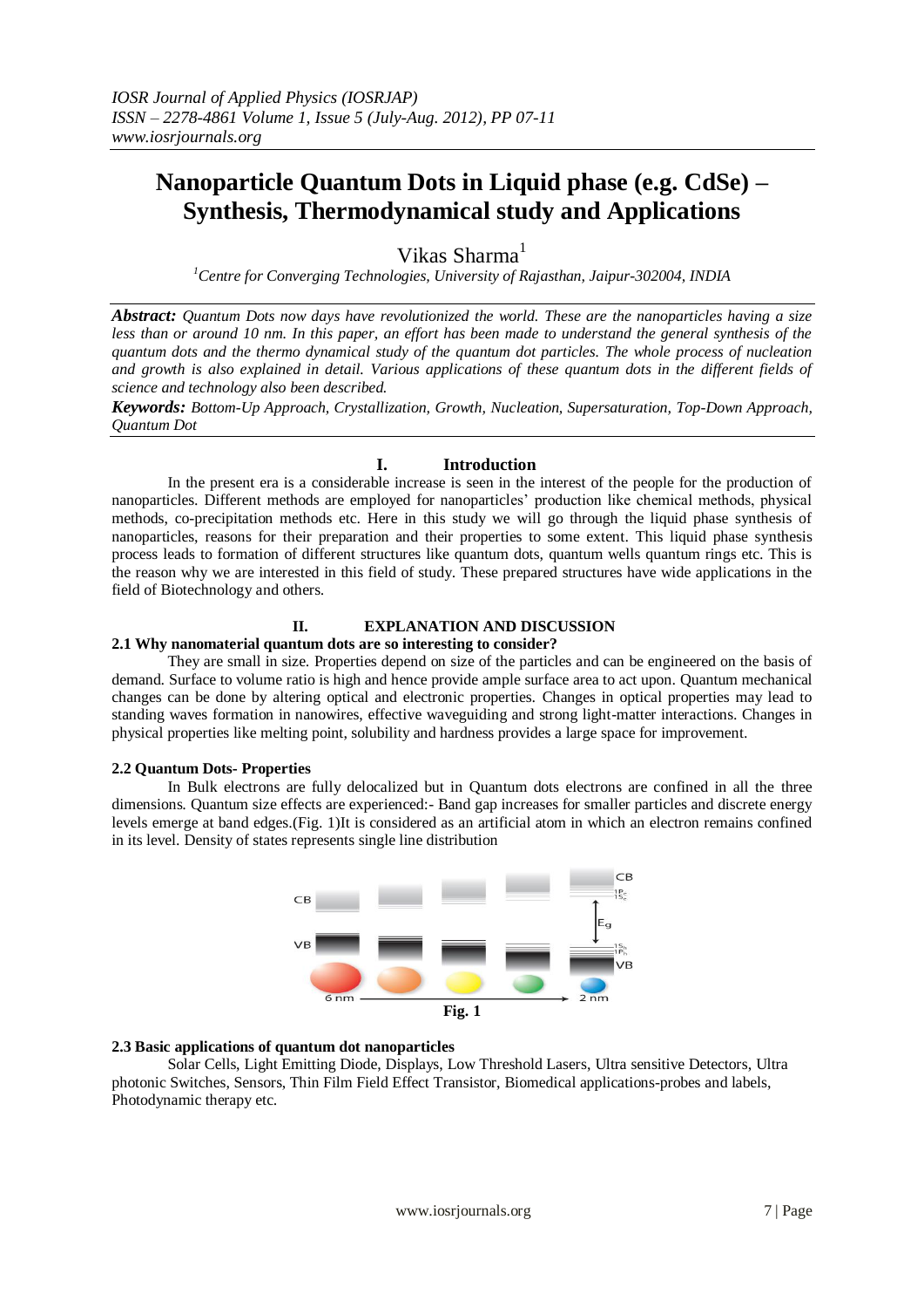# Nanoparticle Quantum Dots in Liquid phase (e.g. CdSe) – Synthesis, Thermodynamical study and Applications

Vikas Sharma[1]

[1]*Centre for Converging Technologies, University of Rajasthan, Jaipur-302004, INDIA*

***Abstract:*** *Quantum Dots now days have revolutionized the world. These are the nanoparticles having a size less than or around 10 nm. In this paper, an effort has been made to understand the general synthesis of the quantum dots and the thermo dynamical study of the quantum dot particles. The whole process of nucleation and growth is also explained in detail. Various applications of these quantum dots in the different fields of science and technology also been described.*

***Keywords:*** *Bottom-Up Approach, Crystallization, Growth, Nucleation, Supersaturation, Top-Down Approach, Quantum Dot*

## I. Introduction

In the present era is a considerable increase is seen in the interest of the people for the production of nanoparticles. Different methods are employed for nanoparticles' production like chemical methods, physical methods, co-precipitation methods etc. Here in this study we will go through the liquid phase synthesis of nanoparticles, reasons for their preparation and their properties to some extent. This liquid phase synthesis process leads to formation of different structures like quantum dots, quantum wells quantum rings etc. This is the reason why we are interested in this field of study. These prepared structures have wide applications in the field of Biotechnology and others.

## II. EXPLANATION AND DISCUSSION

### 2.1 Why nanomaterial quantum dots are so interesting to consider?

They are small in size. Properties depend on size of the particles and can be engineered on the basis of demand. Surface to volume ratio is high and hence provide ample surface area to act upon. Quantum mechanical changes can be done by altering optical and electronic properties. Changes in optical properties may lead to standing waves formation in nanowires, effective waveguiding and strong light-matter interactions. Changes in physical properties like melting point, solubility and hardness provides a large space for improvement.

### 2.2 Quantum Dots- Properties

In Bulk electrons are fully delocalized but in Quantum dots electrons are confined in all the three dimensions. Quantum size effects are experienced:- Band gap increases for smaller particles and discrete energy levels emerge at band edges.(Fig. 1)It is considered as an artificial atom in which an electron remains confined in its level. Density of states represents single line distribution

**Fig. 1**

### 2.3 Basic applications of quantum dot nanoparticles

Solar Cells, Light Emitting Diode, Displays, Low Threshold Lasers, Ultra sensitive Detectors, Ultra photonic Switches, Sensors, Thin Film Field Effect Transistor, Biomedical applications-probes and labels, Photodynamic therapy etc.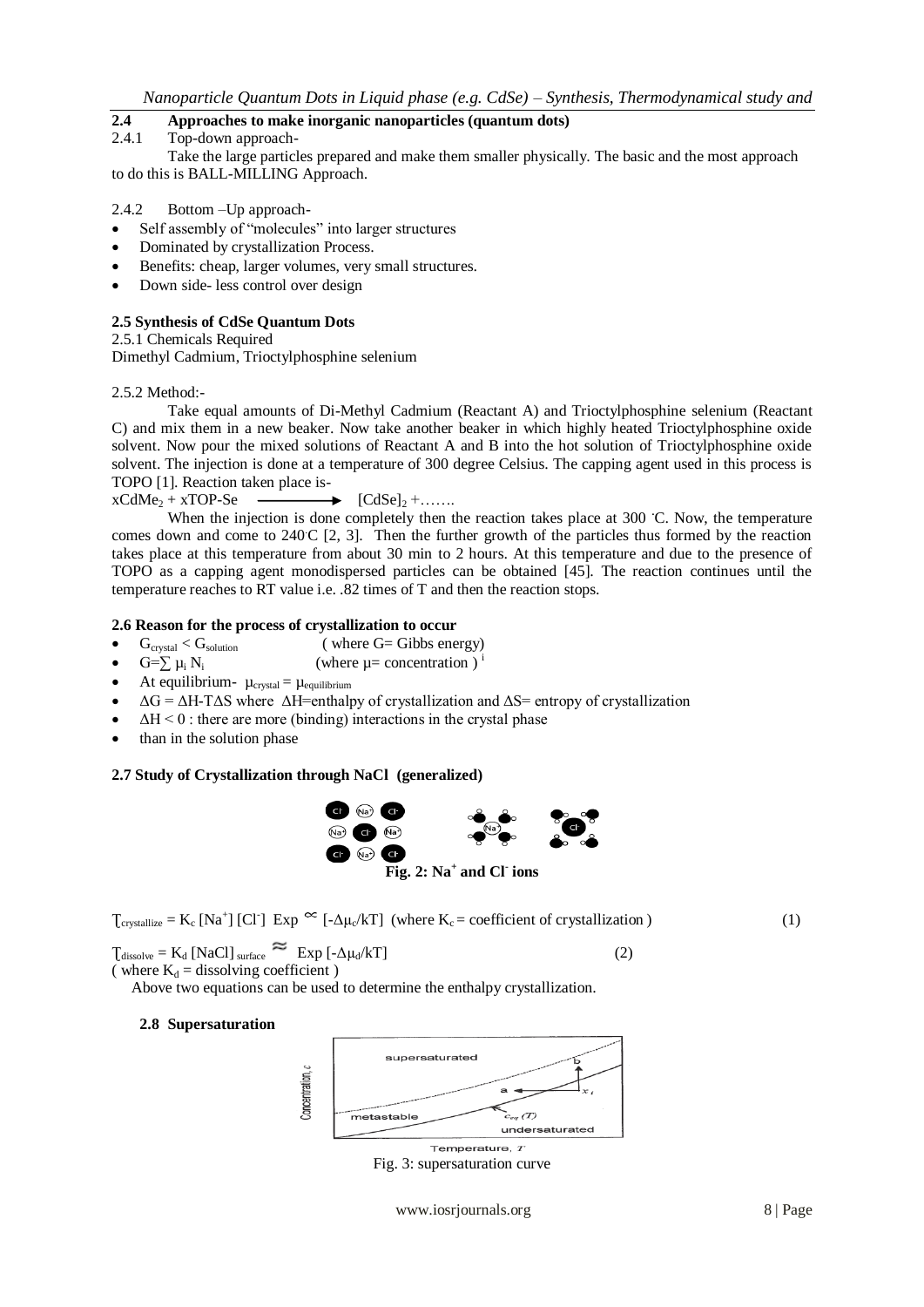## 2.4 Approaches to make inorganic nanoparticles (quantum dots)

### 2.4.1 Top-down approach-

Take the large particles prepared and make them smaller physically. The basic and the most approach to do this is BALL-MILLING Approach.

### 2.4.2 Bottom –Up approach-

- Self assembly of "molecules" into larger structures
- Dominated by crystallization Process.
- Benefits: cheap, larger volumes, very small structures.
- Down side- less control over design

## 2.5 Synthesis of CdSe Quantum Dots

### 2.5.1 Chemicals Required

Dimethyl Cadmium, Trioctylphosphine selenium

### 2.5.2 Method:-

Take equal amounts of Di-Methyl Cadmium (Reactant A) and Trioctylphosphine selenium (Reactant C) and mix them in a new beaker. Now take another beaker in which highly heated Trioctylphosphine oxide solvent. Now pour the mixed solutions of Reactant A and B into the hot solution of Trioctylphosphine oxide solvent. The injection is done at a temperature of 300 degree Celsius. The capping agent used in this process is TOPO [1]. Reaction taken place is-

$$xCdMe_2 + xTOP\text{-}Se \longrightarrow [CdSe]_2 + \ldots\ldots$$

When the injection is done completely then the reaction takes place at 300 ·C. Now, the temperature comes down and come to 240·C [2, 3]. Then the further growth of the particles thus formed by the reaction takes place at this temperature from about 30 min to 2 hours. At this temperature and due to the presence of TOPO as a capping agent monodispersed particles can be obtained [45]. The reaction continues until the temperature reaches to RT value i.e. .82 times of T and then the reaction stops.

## 2.6 Reason for the process of crystallization to occur

- $G_{crystal} < G_{solution}$ ( where G= Gibbs energy)
- $G=\sum \mu_i N_i$ (where μ= concentration ) [i]
- At equilibrium- $\mu_{crystal} = \mu_{equilibrium}$
- $\Delta G = \Delta H\text{-}T\Delta S$ where $\Delta H$=enthalpy of crystallization and $\Delta S$= entropy of crystallization
- $\Delta H < 0$ : there are more (binding) interactions in the crystal phase
- than in the solution phase

## 2.7 Study of Crystallization through NaCl (generalized)

Fig. 2: $Na^+$ and $Cl^-$ ions

$$\tau_{crystallize} = K_c\,[Na^+]\,[Cl^-]\ \text{Exp} \propto [-\Delta\mu_c/kT] \quad \text{(where } K_c = \text{coefficient of crystallization)} \tag{1}$$

$$\tau_{dissolve} = K_d\,[NaCl]_{surface} \approx \text{Exp}\,[-\Delta\mu_d/kT] \tag{2}$$

( where $K_d$ = dissolving coefficient )

Above two equations can be used to determine the enthalpy crystallization.

### 2.8 Supersaturation

Fig. 3: supersaturation curve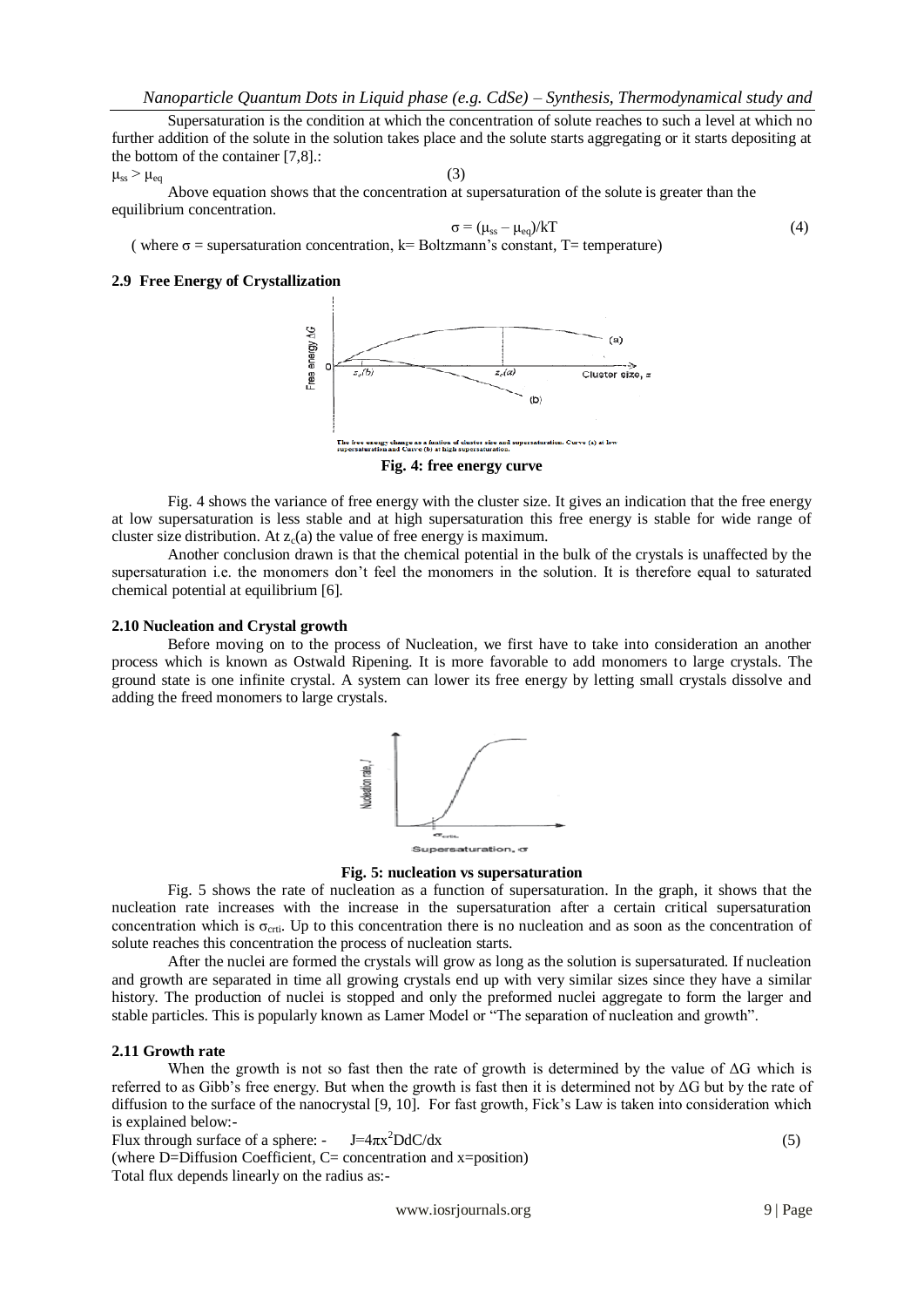Supersaturation is the condition at which the concentration of solute reaches to such a level at which no further addition of the solute in the solution takes place and the solute starts aggregating or it starts depositing at the bottom of the container [7,8].:

$$\mu_{ss} > \mu_{eq} \quad (3)$$

Above equation shows that the concentration at supersaturation of the solute is greater than the equilibrium concentration.

$$\sigma = (\mu_{ss} - \mu_{eq})/kT \quad (4)$$

( where $\sigma$ = supersaturation concentration, k= Boltzmann's constant, T= temperature)

### 2.9 Free Energy of Crystallization

The free energy change as a function of cluster size and supersaturation. Curve (a) at low supersaturation and Curve (b) at high supersaturation.

**Fig. 4: free energy curve**

Fig. 4 shows the variance of free energy with the cluster size. It gives an indication that the free energy at low supersaturation is less stable and at high supersaturation this free energy is stable for wide range of cluster size distribution. At $z_c(a)$ the value of free energy is maximum.

Another conclusion drawn is that the chemical potential in the bulk of the crystals is unaffected by the supersaturation i.e. the monomers don't feel the monomers in the solution. It is therefore equal to saturated chemical potential at equilibrium [6].

### 2.10 Nucleation and Crystal growth

Before moving on to the process of Nucleation, we first have to take into consideration an another process which is known as Ostwald Ripening. It is more favorable to add monomers to large crystals. The ground state is one infinite crystal. A system can lower its free energy by letting small crystals dissolve and adding the freed monomers to large crystals.

**Fig. 5: nucleation vs supersaturation**

Fig. 5 shows the rate of nucleation as a function of supersaturation. In the graph, it shows that the nucleation rate increases with the increase in the supersaturation after a certain critical supersaturation concentration which is $\sigma_{crti}$. Up to this concentration there is no nucleation and as soon as the concentration of solute reaches this concentration the process of nucleation starts.

After the nuclei are formed the crystals will grow as long as the solution is supersaturated. If nucleation and growth are separated in time all growing crystals end up with very similar sizes since they have a similar history. The production of nuclei is stopped and only the preformed nuclei aggregate to form the larger and stable particles. This is popularly known as Lamer Model or "The separation of nucleation and growth".

### 2.11 Growth rate

When the growth is not so fast then the rate of growth is determined by the value of $\Delta G$ which is referred to as Gibb's free energy. But when the growth is fast then it is determined not by $\Delta G$ but by the rate of diffusion to the surface of the nanocrystal [9, 10]. For fast growth, Fick's Law is taken into consideration which is explained below:-

Flux through surface of a sphere: - $J=4\pi x^2 D dC/dx$ (5)

(where D=Diffusion Coefficient, C= concentration and x=position)

Total flux depends linearly on the radius as:-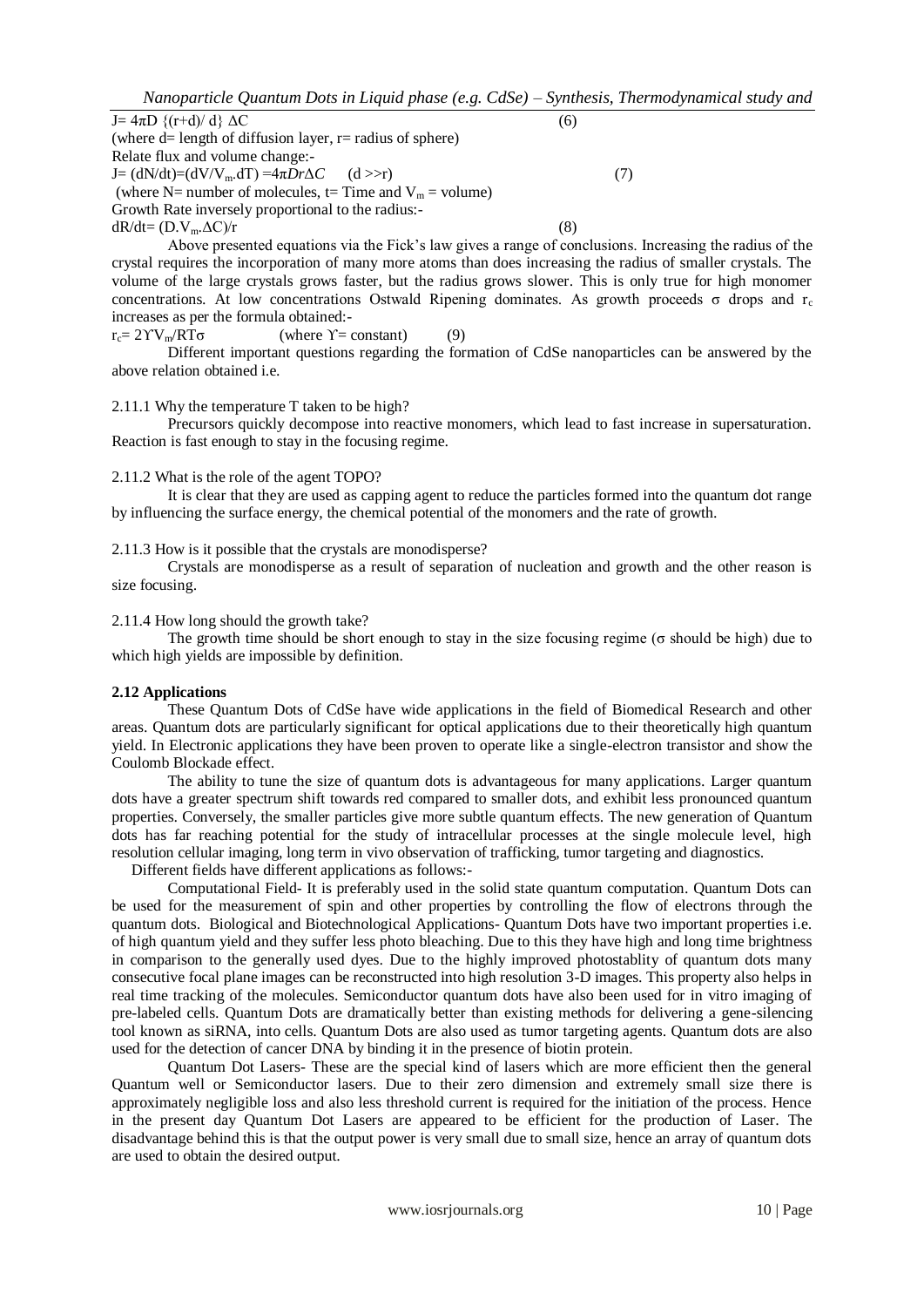$J = 4\pi D \{(r+d)/d\} \Delta C$ (6)

(where d= length of diffusion layer, r= radius of sphere)

Relate flux and volume change:-

$J = (dN/dt) = (dV/V_m.dT) = 4\pi Dr\Delta C \quad (d >> r)$ (7)

(where N= number of molecules, t= Time and $V_m$ = volume)

Growth Rate inversely proportional to the radius:-

$dR/dt = (D.V_m.\Delta C)/r$ (8)

Above presented equations via the Fick's law gives a range of conclusions. Increasing the radius of the crystal requires the incorporation of many more atoms than does increasing the radius of smaller crystals. The volume of the large crystals grows faster, but the radius grows slower. This is only true for high monomer concentrations. At low concentrations Ostwald Ripening dominates. As growth proceeds $\sigma$ drops and $r_c$ increases as per the formula obtained:-

$r_c = 2\Upsilon V_m/RT\sigma$ (where $\Upsilon$= constant) (9)

Different important questions regarding the formation of CdSe nanoparticles can be answered by the above relation obtained i.e.

2.11.1 Why the temperature T taken to be high?

Precursors quickly decompose into reactive monomers, which lead to fast increase in supersaturation. Reaction is fast enough to stay in the focusing regime.

2.11.2 What is the role of the agent TOPO?

It is clear that they are used as capping agent to reduce the particles formed into the quantum dot range by influencing the surface energy, the chemical potential of the monomers and the rate of growth.

2.11.3 How is it possible that the crystals are monodisperse?

Crystals are monodisperse as a result of separation of nucleation and growth and the other reason is size focusing.

2.11.4 How long should the growth take?

The growth time should be short enough to stay in the size focusing regime ($\sigma$ should be high) due to which high yields are impossible by definition.

**2.12 Applications**

These Quantum Dots of CdSe have wide applications in the field of Biomedical Research and other areas. Quantum dots are particularly significant for optical applications due to their theoretically high quantum yield. In Electronic applications they have been proven to operate like a single-electron transistor and show the Coulomb Blockade effect.

The ability to tune the size of quantum dots is advantageous for many applications. Larger quantum dots have a greater spectrum shift towards red compared to smaller dots, and exhibit less pronounced quantum properties. Conversely, the smaller particles give more subtle quantum effects. The new generation of Quantum dots has far reaching potential for the study of intracellular processes at the single molecule level, high resolution cellular imaging, long term in vivo observation of trafficking, tumor targeting and diagnostics.

Different fields have different applications as follows:-

Computational Field- It is preferably used in the solid state quantum computation. Quantum Dots can be used for the measurement of spin and other properties by controlling the flow of electrons through the quantum dots. Biological and Biotechnological Applications- Quantum Dots have two important properties i.e. of high quantum yield and they suffer less photo bleaching. Due to this they have high and long time brightness in comparison to the generally used dyes. Due to the highly improved photostablity of quantum dots many consecutive focal plane images can be reconstructed into high resolution 3-D images. This property also helps in real time tracking of the molecules. Semiconductor quantum dots have also been used for in vitro imaging of pre-labeled cells. Quantum Dots are dramatically better than existing methods for delivering a gene-silencing tool known as siRNA, into cells. Quantum Dots are also used as tumor targeting agents. Quantum dots are also used for the detection of cancer DNA by binding it in the presence of biotin protein.

Quantum Dot Lasers- These are the special kind of lasers which are more efficient then the general Quantum well or Semiconductor lasers. Due to their zero dimension and extremely small size there is approximately negligible loss and also less threshold current is required for the initiation of the process. Hence in the present day Quantum Dot Lasers are appeared to be efficient for the production of Laser. The disadvantage behind this is that the output power is very small due to small size, hence an array of quantum dots are used to obtain the desired output.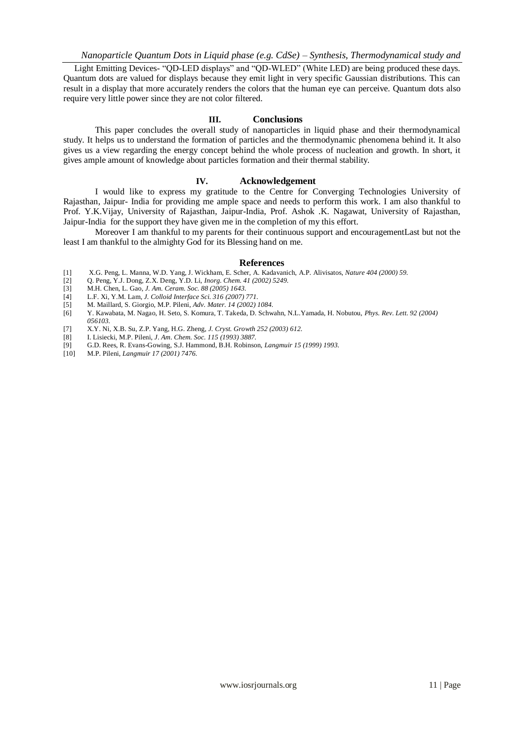Light Emitting Devices- "QD-LED displays" and "QD-WLED" (White LED) are being produced these days. Quantum dots are valued for displays because they emit light in very specific Gaussian distributions. This can result in a display that more accurately renders the colors that the human eye can perceive. Quantum dots also require very little power since they are not color filtered.

## III. Conclusions

This paper concludes the overall study of nanoparticles in liquid phase and their thermodynamical study. It helps us to understand the formation of particles and the thermodynamic phenomena behind it. It also gives us a view regarding the energy concept behind the whole process of nucleation and growth. In short, it gives ample amount of knowledge about particles formation and their thermal stability.

## IV. Acknowledgement

I would like to express my gratitude to the Centre for Converging Technologies University of Rajasthan, Jaipur- India for providing me ample space and needs to perform this work. I am also thankful to Prof. Y.K.Vijay, University of Rajasthan, Jaipur-India, Prof. Ashok .K. Nagawat, University of Rajasthan, Jaipur-India for the support they have given me in the completion of my this effort.

Moreover I am thankful to my parents for their continuous support and encouragementLast but not the least I am thankful to the almighty God for its Blessing hand on me.

## References

[1] X.G. Peng, L. Manna, W.D. Yang, J. Wickham, E. Scher, A. Kadavanich, A.P. Alivisatos, *Nature 404 (2000) 59.*

[2] Q. Peng, Y.J. Dong, Z.X. Deng, Y.D. Li, *Inorg. Chem. 41 (2002) 5249.*

[3] M.H. Chen, L. Gao, *J. Am. Ceram. Soc. 88 (2005) 1643.*

[4] L.F. Xi, Y.M. Lam, *J. Colloid Interface Sci. 316 (2007) 771.*

[5] M. Maillard, S. Giorgio, M.P. Pileni, *Adv. Mater. 14 (2002) 1084.*

[6] Y. Kawabata, M. Nagao, H. Seto, S. Komura, T. Takeda, D. Schwahn, N.L.Yamada, H. Nobutou, *Phys. Rev. Lett. 92 (2004) 056103.*

[7] X.Y. Ni, X.B. Su, Z.P. Yang, H.G. Zheng, *J. Cryst. Growth 252 (2003) 612.*

[8] I. Lisiecki, M.P. Pileni, *J. Am. Chem. Soc. 115 (1993) 3887.*

[9] G.D. Rees, R. Evans-Gowing, S.J. Hammond, B.H. Robinson, *Langmuir 15 (1999) 1993.*

[10] M.P. Pileni, *Langmuir 17 (2001) 7476.*